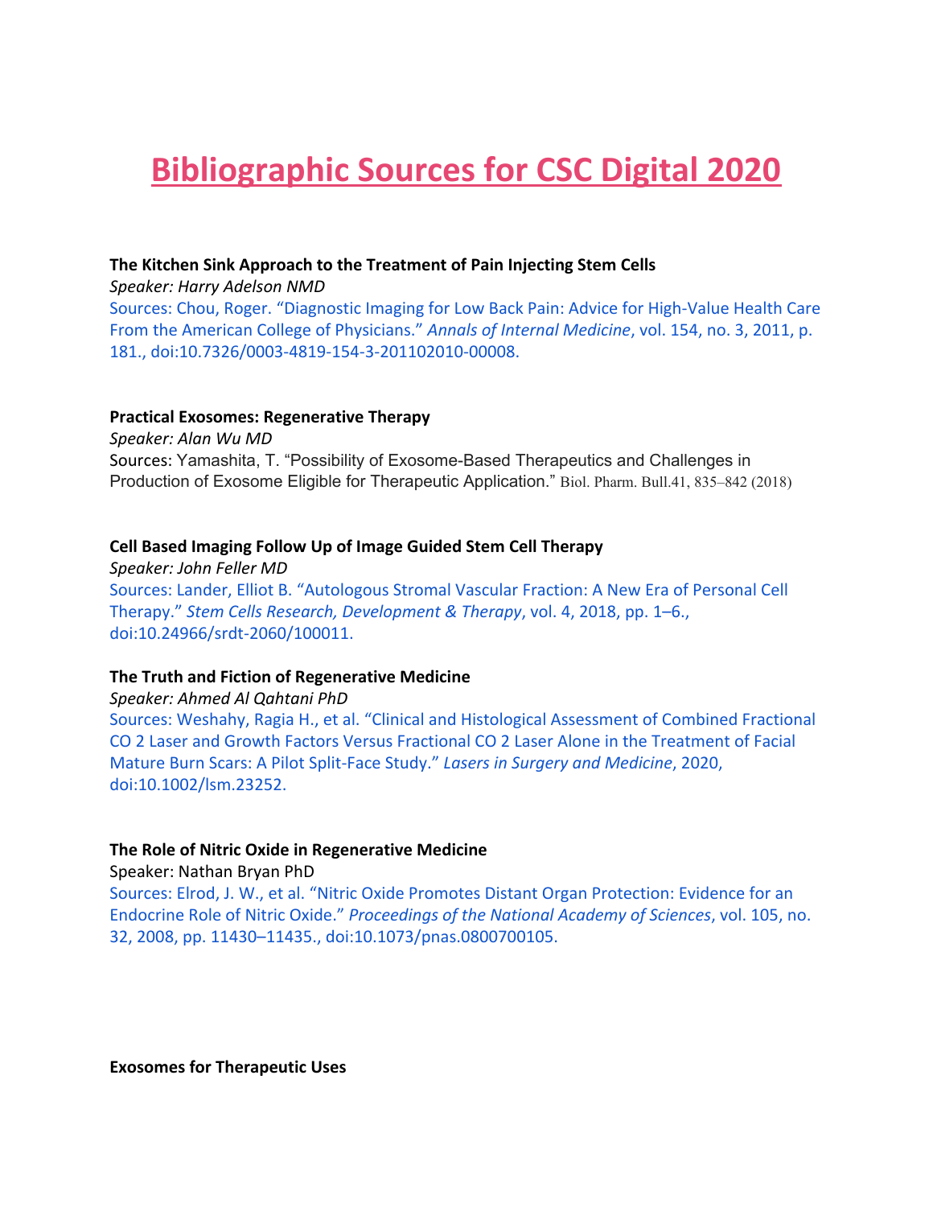# Bibliographic Sources for CSC Digital 2020

**The Kitchen Sink Approach to the Treatment of Pain Injecting Stem Cells**
*Speaker: Harry Adelson NMD*
Sources: Chou, Roger. "Diagnostic Imaging for Low Back Pain: Advice for High-Value Health Care From the American College of Physicians." *Annals of Internal Medicine*, vol. 154, no. 3, 2011, p. 181., doi:10.7326/0003-4819-154-3-201102010-00008.

**Practical Exosomes: Regenerative Therapy**
*Speaker: Alan Wu MD*
Sources: Yamashita, T. "Possibility of Exosome-Based Therapeutics and Challenges in Production of Exosome Eligible for Therapeutic Application." Biol. Pharm. Bull.41, 835–842 (2018)

**Cell Based Imaging Follow Up of Image Guided Stem Cell Therapy**
*Speaker: John Feller MD*
Sources: Lander, Elliot B. "Autologous Stromal Vascular Fraction: A New Era of Personal Cell Therapy." *Stem Cells Research, Development & Therapy*, vol. 4, 2018, pp. 1–6., doi:10.24966/srdt-2060/100011.

**The Truth and Fiction of Regenerative Medicine**
*Speaker: Ahmed Al Qahtani PhD*
Sources: Weshahy, Ragia H., et al. "Clinical and Histological Assessment of Combined Fractional CO 2 Laser and Growth Factors Versus Fractional CO 2 Laser Alone in the Treatment of Facial Mature Burn Scars: A Pilot Split-Face Study." *Lasers in Surgery and Medicine*, 2020, doi:10.1002/lsm.23252.

**The Role of Nitric Oxide in Regenerative Medicine**
Speaker: Nathan Bryan PhD
Sources: Elrod, J. W., et al. "Nitric Oxide Promotes Distant Organ Protection: Evidence for an Endocrine Role of Nitric Oxide." *Proceedings of the National Academy of Sciences*, vol. 105, no. 32, 2008, pp. 11430–11435., doi:10.1073/pnas.0800700105.

**Exosomes for Therapeutic Uses**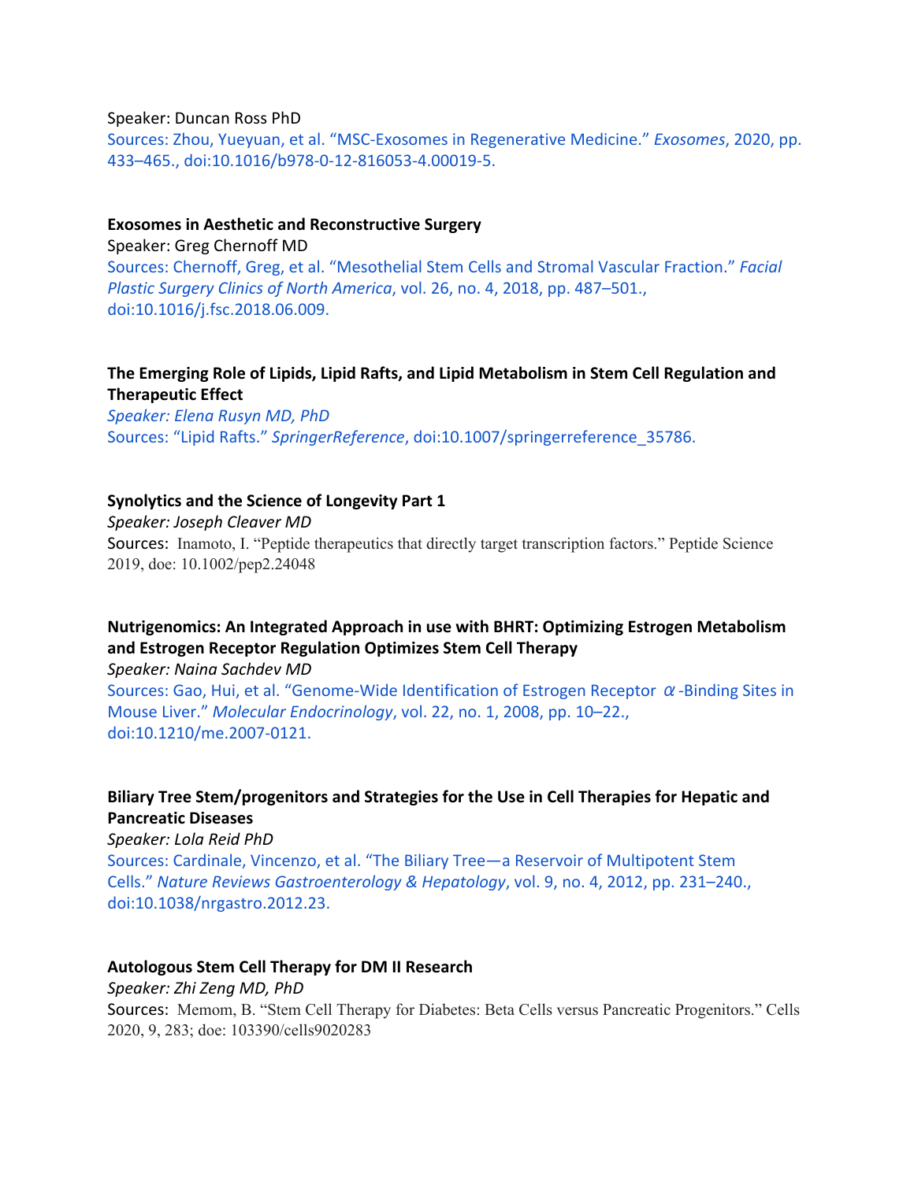Speaker: Duncan Ross PhD

Sources: Zhou, Yueyuan, et al. “MSC-Exosomes in Regenerative Medicine.” *Exosomes*, 2020, pp. 433–465., doi:10.1016/b978-0-12-816053-4.00019-5.

**Exosomes in Aesthetic and Reconstructive Surgery**

Speaker: Greg Chernoff MD

Sources: Chernoff, Greg, et al. “Mesothelial Stem Cells and Stromal Vascular Fraction.” *Facial Plastic Surgery Clinics of North America*, vol. 26, no. 4, 2018, pp. 487–501., doi:10.1016/j.fsc.2018.06.009.

**The Emerging Role of Lipids, Lipid Rafts, and Lipid Metabolism in Stem Cell Regulation and Therapeutic Effect**

*Speaker: Elena Rusyn MD, PhD*

Sources: “Lipid Rafts.” *SpringerReference*, doi:10.1007/springerreference_35786.

**Synolytics and the Science of Longevity Part 1**

*Speaker: Joseph Cleaver MD*

Sources: Inamoto, I. “Peptide therapeutics that directly target transcription factors.” Peptide Science 2019, doe: 10.1002/pep2.24048

**Nutrigenomics: An Integrated Approach in use with BHRT: Optimizing Estrogen Metabolism and Estrogen Receptor Regulation Optimizes Stem Cell Therapy**

*Speaker: Naina Sachdev MD*

Sources: Gao, Hui, et al. “Genome-Wide Identification of Estrogen Receptor α-Binding Sites in Mouse Liver.” *Molecular Endocrinology*, vol. 22, no. 1, 2008, pp. 10–22., doi:10.1210/me.2007-0121.

**Biliary Tree Stem/progenitors and Strategies for the Use in Cell Therapies for Hepatic and Pancreatic Diseases**

*Speaker: Lola Reid PhD*

Sources: Cardinale, Vincenzo, et al. “The Biliary Tree—a Reservoir of Multipotent Stem Cells.” *Nature Reviews Gastroenterology & Hepatology*, vol. 9, no. 4, 2012, pp. 231–240., doi:10.1038/nrgastro.2012.23.

**Autologous Stem Cell Therapy for DM II Research**

*Speaker: Zhi Zeng MD, PhD*

Sources: Memom, B. “Stem Cell Therapy for Diabetes: Beta Cells versus Pancreatic Progenitors.” Cells 2020, 9, 283; doe: 103390/cells9020283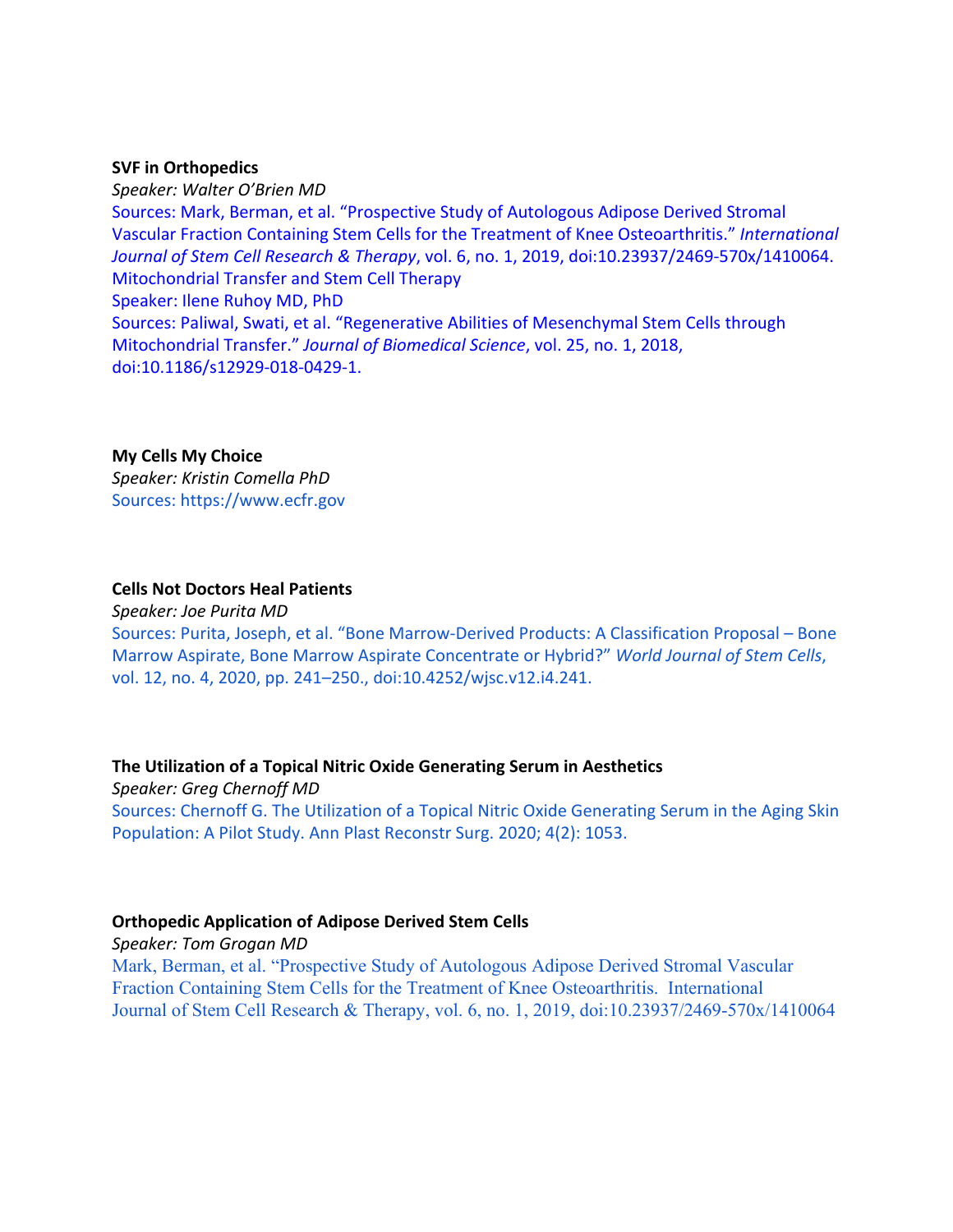**SVF in Orthopedics**

*Speaker: Walter O'Brien MD*

Sources: Mark, Berman, et al. "Prospective Study of Autologous Adipose Derived Stromal Vascular Fraction Containing Stem Cells for the Treatment of Knee Osteoarthritis." *International Journal of Stem Cell Research & Therapy*, vol. 6, no. 1, 2019, doi:10.23937/2469-570x/1410064.

Mitochondrial Transfer and Stem Cell Therapy

Speaker: Ilene Ruhoy MD, PhD

Sources: Paliwal, Swati, et al. "Regenerative Abilities of Mesenchymal Stem Cells through Mitochondrial Transfer." *Journal of Biomedical Science*, vol. 25, no. 1, 2018, doi:10.1186/s12929-018-0429-1.

**My Cells My Choice**

*Speaker: Kristin Comella PhD*

Sources: https://www.ecfr.gov

**Cells Not Doctors Heal Patients**

*Speaker: Joe Purita MD*

Sources: Purita, Joseph, et al. "Bone Marrow-Derived Products: A Classification Proposal – Bone Marrow Aspirate, Bone Marrow Aspirate Concentrate or Hybrid?" *World Journal of Stem Cells*, vol. 12, no. 4, 2020, pp. 241–250., doi:10.4252/wjsc.v12.i4.241.

**The Utilization of a Topical Nitric Oxide Generating Serum in Aesthetics**

*Speaker: Greg Chernoff MD*

Sources: Chernoff G. The Utilization of a Topical Nitric Oxide Generating Serum in the Aging Skin Population: A Pilot Study. Ann Plast Reconstr Surg. 2020; 4(2): 1053.

**Orthopedic Application of Adipose Derived Stem Cells**

*Speaker: Tom Grogan MD*

Mark, Berman, et al. "Prospective Study of Autologous Adipose Derived Stromal Vascular Fraction Containing Stem Cells for the Treatment of Knee Osteoarthritis. International Journal of Stem Cell Research & Therapy, vol. 6, no. 1, 2019, doi:10.23937/2469-570x/1410064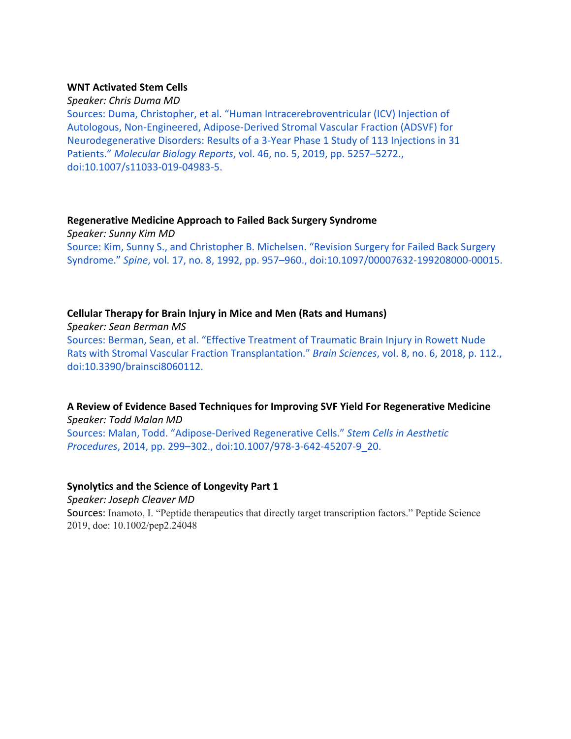**WNT Activated Stem Cells**

*Speaker: Chris Duma MD*

Sources: Duma, Christopher, et al. "Human Intracerebroventricular (ICV) Injection of Autologous, Non-Engineered, Adipose-Derived Stromal Vascular Fraction (ADSVF) for Neurodegenerative Disorders: Results of a 3-Year Phase 1 Study of 113 Injections in 31 Patients." *Molecular Biology Reports*, vol. 46, no. 5, 2019, pp. 5257–5272., doi:10.1007/s11033-019-04983-5.

**Regenerative Medicine Approach to Failed Back Surgery Syndrome**

*Speaker: Sunny Kim MD*

Source: Kim, Sunny S., and Christopher B. Michelsen. "Revision Surgery for Failed Back Surgery Syndrome." *Spine*, vol. 17, no. 8, 1992, pp. 957–960., doi:10.1097/00007632-199208000-00015.

**Cellular Therapy for Brain Injury in Mice and Men (Rats and Humans)**

*Speaker: Sean Berman MS*

Sources: Berman, Sean, et al. "Effective Treatment of Traumatic Brain Injury in Rowett Nude Rats with Stromal Vascular Fraction Transplantation." *Brain Sciences*, vol. 8, no. 6, 2018, p. 112., doi:10.3390/brainsci8060112.

**A Review of Evidence Based Techniques for Improving SVF Yield For Regenerative Medicine**

*Speaker: Todd Malan MD*

Sources: Malan, Todd. "Adipose-Derived Regenerative Cells." *Stem Cells in Aesthetic Procedures*, 2014, pp. 299–302., doi:10.1007/978-3-642-45207-9_20.

**Synolytics and the Science of Longevity Part 1**

*Speaker: Joseph Cleaver MD*

Sources: Inamoto, I. "Peptide therapeutics that directly target transcription factors." Peptide Science 2019, doe: 10.1002/pep2.24048